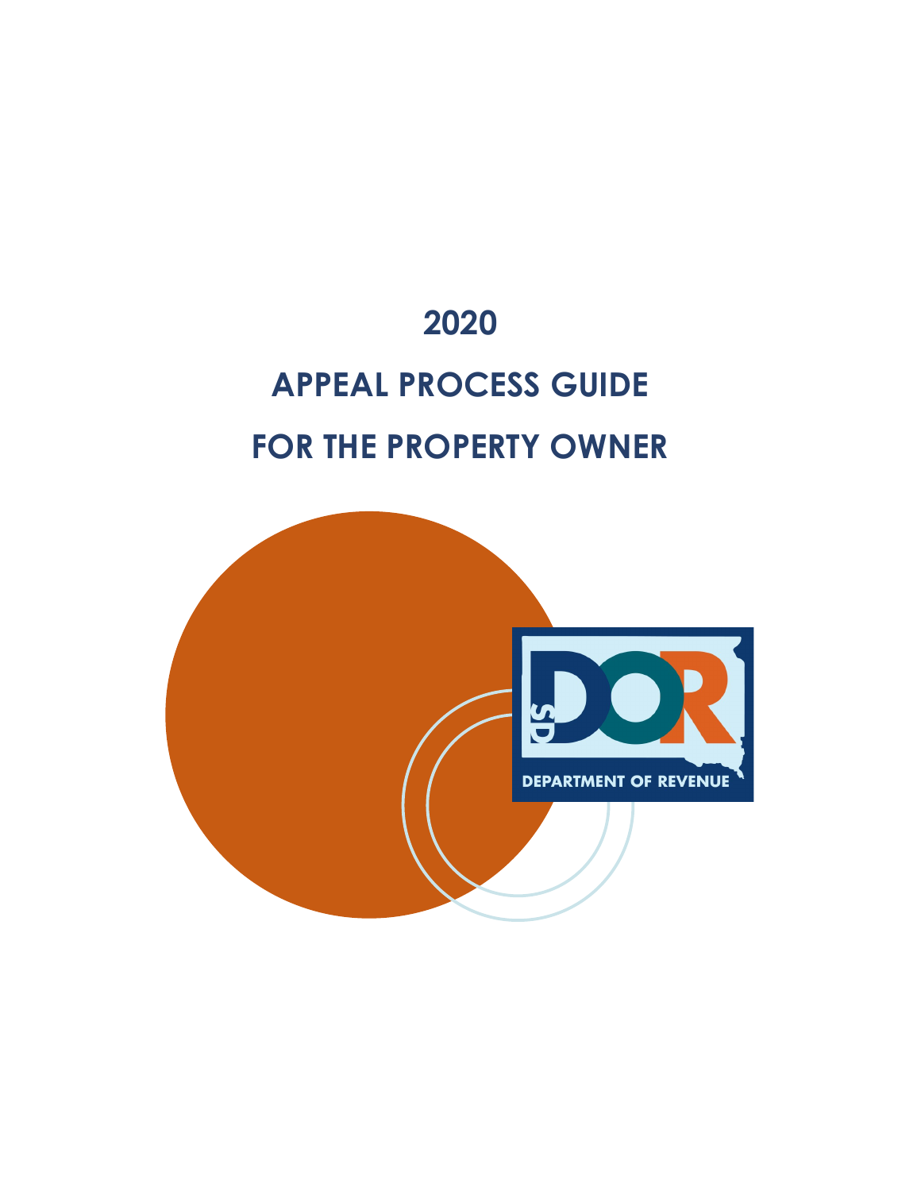# 2020

# APPEAL PROCESS GUIDE

# FOR THE PROPERTY OWNER

SD DOR

DEPARTMENT OF REVENUE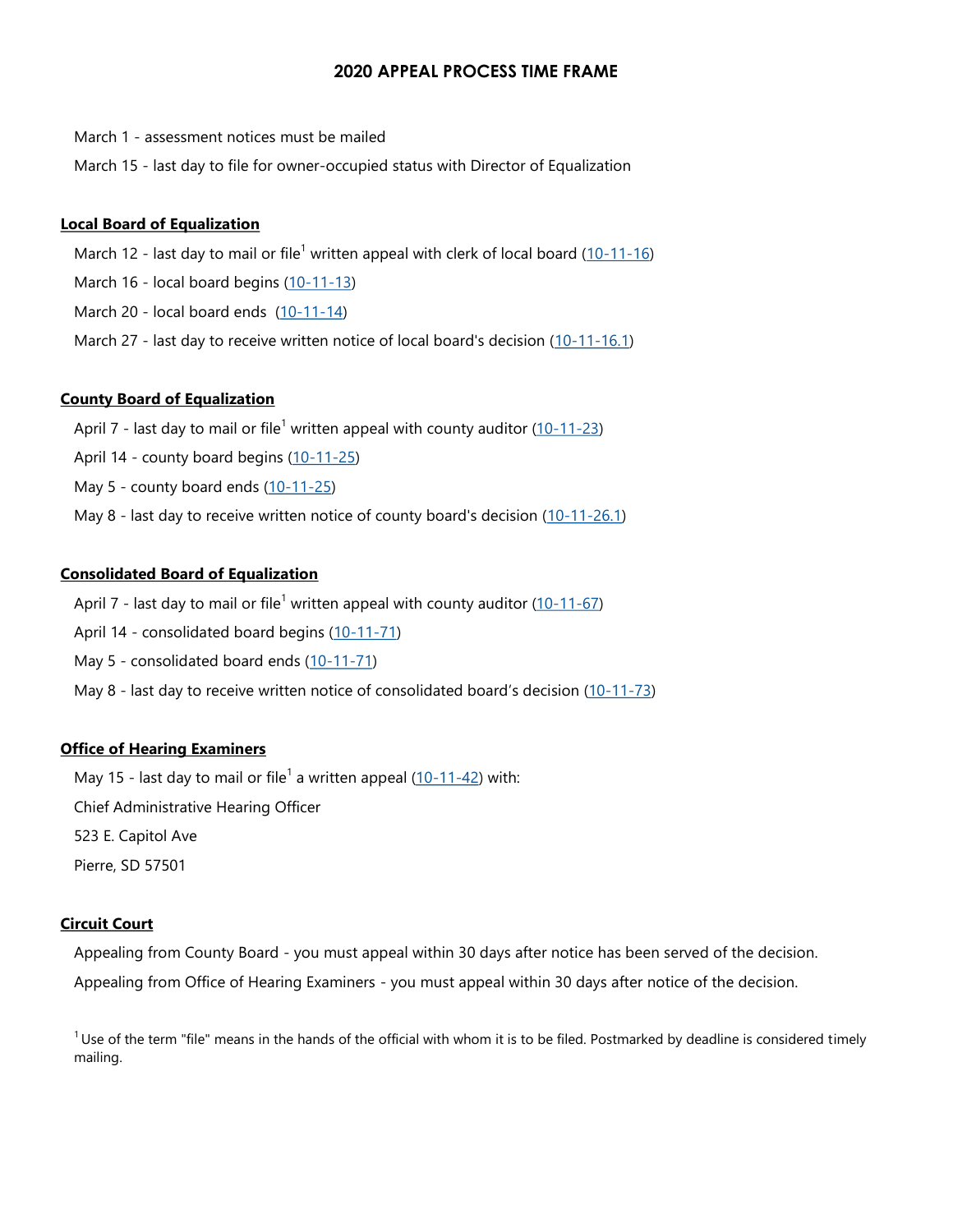# 2020 APPEAL PROCESS TIME FRAME

March 1 - assessment notices must be mailed

March 15 - last day to file for owner-occupied status with Director of Equalization

## Local Board of Equalization

March 12 - last day to mail or file[1] written appeal with clerk of local board (10-11-16)

March 16 - local board begins (10-11-13)

March 20 - local board ends (10-11-14)

March 27 - last day to receive written notice of local board's decision (10-11-16.1)

## County Board of Equalization

April 7 - last day to mail or file[1] written appeal with county auditor (10-11-23)

April 14 - county board begins (10-11-25)

May 5 - county board ends (10-11-25)

May 8 - last day to receive written notice of county board's decision (10-11-26.1)

## Consolidated Board of Equalization

April 7 - last day to mail or file[1] written appeal with county auditor (10-11-67)

April 14 - consolidated board begins (10-11-71)

May 5 - consolidated board ends (10-11-71)

May 8 - last day to receive written notice of consolidated board's decision (10-11-73)

## Office of Hearing Examiners

May 15 - last day to mail or file[1] a written appeal (10-11-42) with:

Chief Administrative Hearing Officer

523 E. Capitol Ave

Pierre, SD 57501

## Circuit Court

Appealing from County Board - you must appeal within 30 days after notice has been served of the decision.

Appealing from Office of Hearing Examiners - you must appeal within 30 days after notice of the decision.

[1] Use of the term "file" means in the hands of the official with whom it is to be filed. Postmarked by deadline is considered timely mailing.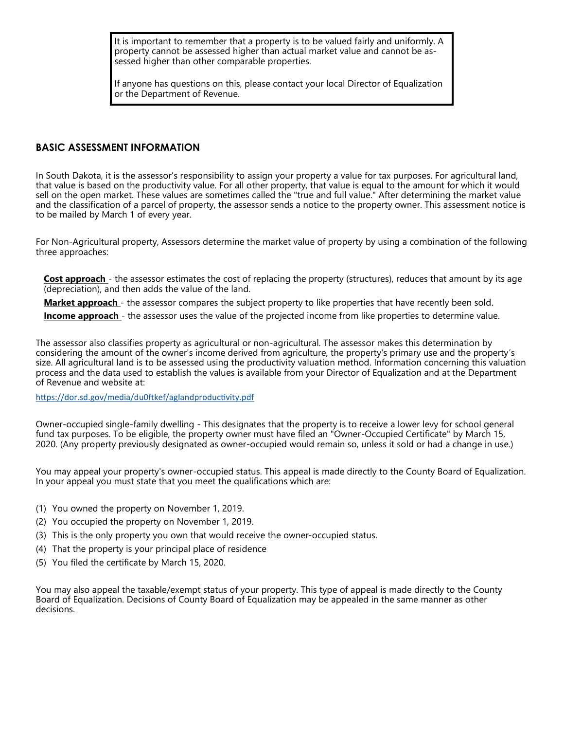It is important to remember that a property is to be valued fairly and uniformly. A property cannot be assessed higher than actual market value and cannot be assessed higher than other comparable properties.

If anyone has questions on this, please contact your local Director of Equalization or the Department of Revenue.

## BASIC ASSESSMENT INFORMATION

In South Dakota, it is the assessor's responsibility to assign your property a value for tax purposes. For agricultural land, that value is based on the productivity value. For all other property, that value is equal to the amount for which it would sell on the open market. These values are sometimes called the "true and full value." After determining the market value and the classification of a parcel of property, the assessor sends a notice to the property owner. This assessment notice is to be mailed by March 1 of every year.

For Non-Agricultural property, Assessors determine the market value of property by using a combination of the following three approaches:

**Cost approach** - the assessor estimates the cost of replacing the property (structures), reduces that amount by its age (depreciation), and then adds the value of the land.

**Market approach** - the assessor compares the subject property to like properties that have recently been sold.

**Income approach** - the assessor uses the value of the projected income from like properties to determine value.

The assessor also classifies property as agricultural or non-agricultural. The assessor makes this determination by considering the amount of the owner's income derived from agriculture, the property's primary use and the property's size. All agricultural land is to be assessed using the productivity valuation method. Information concerning this valuation process and the data used to establish the values is available from your Director of Equalization and at the Department of Revenue and website at:

https://dor.sd.gov/media/du0ftkef/aglandproductivity.pdf

Owner-occupied single-family dwelling - This designates that the property is to receive a lower levy for school general fund tax purposes. To be eligible, the property owner must have filed an "Owner-Occupied Certificate" by March 15, 2020. (Any property previously designated as owner-occupied would remain so, unless it sold or had a change in use.)

You may appeal your property's owner-occupied status. This appeal is made directly to the County Board of Equalization. In your appeal you must state that you meet the qualifications which are:

(1) You owned the property on November 1, 2019.
(2) You occupied the property on November 1, 2019.
(3) This is the only property you own that would receive the owner-occupied status.
(4) That the property is your principal place of residence
(5) You filed the certificate by March 15, 2020.

You may also appeal the taxable/exempt status of your property. This type of appeal is made directly to the County Board of Equalization. Decisions of County Board of Equalization may be appealed in the same manner as other decisions.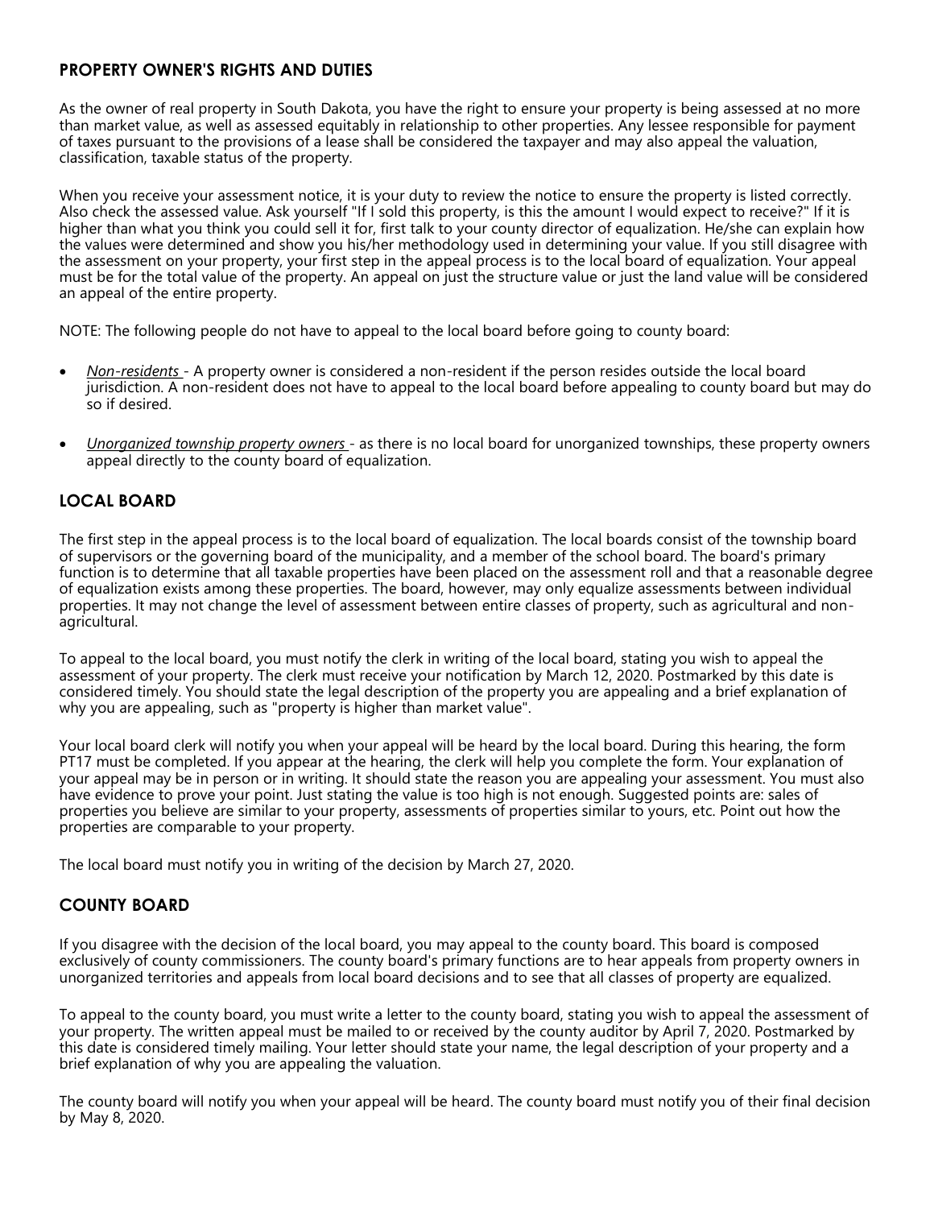## PROPERTY OWNER'S RIGHTS AND DUTIES

As the owner of real property in South Dakota, you have the right to ensure your property is being assessed at no more than market value, as well as assessed equitably in relationship to other properties. Any lessee responsible for payment of taxes pursuant to the provisions of a lease shall be considered the taxpayer and may also appeal the valuation, classification, taxable status of the property.

When you receive your assessment notice, it is your duty to review the notice to ensure the property is listed correctly. Also check the assessed value. Ask yourself "If I sold this property, is this the amount I would expect to receive?" If it is higher than what you think you could sell it for, first talk to your county director of equalization. He/she can explain how the values were determined and show you his/her methodology used in determining your value. If you still disagree with the assessment on your property, your first step in the appeal process is to the local board of equalization. Your appeal must be for the total value of the property. An appeal on just the structure value or just the land value will be considered an appeal of the entire property.

NOTE: The following people do not have to appeal to the local board before going to county board:

- *Non-residents* - A property owner is considered a non-resident if the person resides outside the local board jurisdiction. A non-resident does not have to appeal to the local board before appealing to county board but may do so if desired.
- *Unorganized township property owners* - as there is no local board for unorganized townships, these property owners appeal directly to the county board of equalization.

## LOCAL BOARD

The first step in the appeal process is to the local board of equalization. The local boards consist of the township board of supervisors or the governing board of the municipality, and a member of the school board. The board's primary function is to determine that all taxable properties have been placed on the assessment roll and that a reasonable degree of equalization exists among these properties. The board, however, may only equalize assessments between individual properties. It may not change the level of assessment between entire classes of property, such as agricultural and non-agricultural.

To appeal to the local board, you must notify the clerk in writing of the local board, stating you wish to appeal the assessment of your property. The clerk must receive your notification by March 12, 2020. Postmarked by this date is considered timely. You should state the legal description of the property you are appealing and a brief explanation of why you are appealing, such as "property is higher than market value".

Your local board clerk will notify you when your appeal will be heard by the local board. During this hearing, the form PT17 must be completed. If you appear at the hearing, the clerk will help you complete the form. Your explanation of your appeal may be in person or in writing. It should state the reason you are appealing your assessment. You must also have evidence to prove your point. Just stating the value is too high is not enough. Suggested points are: sales of properties you believe are similar to your property, assessments of properties similar to yours, etc. Point out how the properties are comparable to your property.

The local board must notify you in writing of the decision by March 27, 2020.

## COUNTY BOARD

If you disagree with the decision of the local board, you may appeal to the county board. This board is composed exclusively of county commissioners. The county board's primary functions are to hear appeals from property owners in unorganized territories and appeals from local board decisions and to see that all classes of property are equalized.

To appeal to the county board, you must write a letter to the county board, stating you wish to appeal the assessment of your property. The written appeal must be mailed to or received by the county auditor by April 7, 2020. Postmarked by this date is considered timely mailing. Your letter should state your name, the legal description of your property and a brief explanation of why you are appealing the valuation.

The county board will notify you when your appeal will be heard. The county board must notify you of their final decision by May 8, 2020.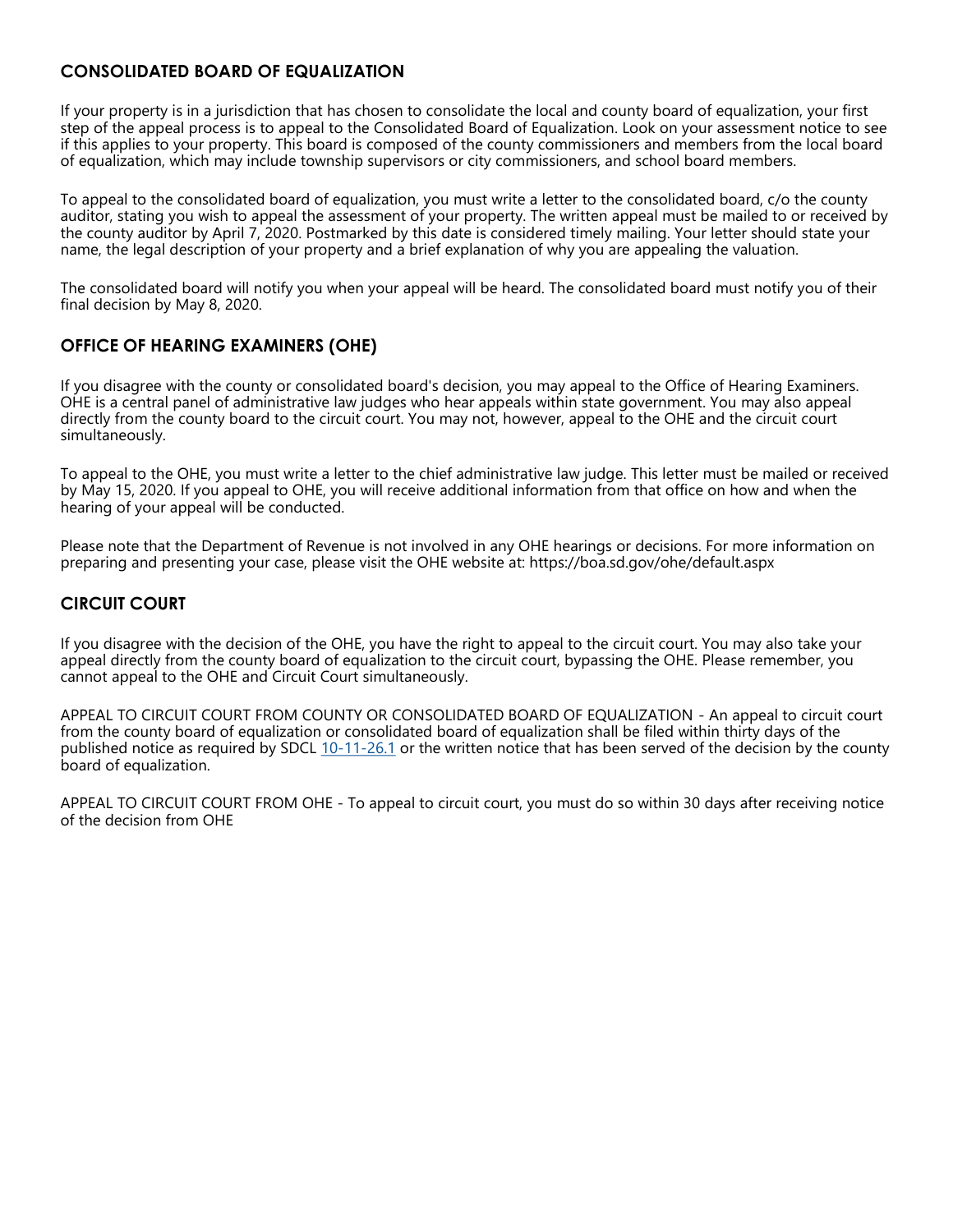## CONSOLIDATED BOARD OF EQUALIZATION

If your property is in a jurisdiction that has chosen to consolidate the local and county board of equalization, your first step of the appeal process is to appeal to the Consolidated Board of Equalization. Look on your assessment notice to see if this applies to your property. This board is composed of the county commissioners and members from the local board of equalization, which may include township supervisors or city commissioners, and school board members.

To appeal to the consolidated board of equalization, you must write a letter to the consolidated board, c/o the county auditor, stating you wish to appeal the assessment of your property. The written appeal must be mailed to or received by the county auditor by April 7, 2020. Postmarked by this date is considered timely mailing. Your letter should state your name, the legal description of your property and a brief explanation of why you are appealing the valuation.

The consolidated board will notify you when your appeal will be heard. The consolidated board must notify you of their final decision by May 8, 2020.

## OFFICE OF HEARING EXAMINERS (OHE)

If you disagree with the county or consolidated board's decision, you may appeal to the Office of Hearing Examiners. OHE is a central panel of administrative law judges who hear appeals within state government. You may also appeal directly from the county board to the circuit court. You may not, however, appeal to the OHE and the circuit court simultaneously.

To appeal to the OHE, you must write a letter to the chief administrative law judge. This letter must be mailed or received by May 15, 2020. If you appeal to OHE, you will receive additional information from that office on how and when the hearing of your appeal will be conducted.

Please note that the Department of Revenue is not involved in any OHE hearings or decisions. For more information on preparing and presenting your case, please visit the OHE website at: https://boa.sd.gov/ohe/default.aspx

## CIRCUIT COURT

If you disagree with the decision of the OHE, you have the right to appeal to the circuit court. You may also take your appeal directly from the county board of equalization to the circuit court, bypassing the OHE. Please remember, you cannot appeal to the OHE and Circuit Court simultaneously.

APPEAL TO CIRCUIT COURT FROM COUNTY OR CONSOLIDATED BOARD OF EQUALIZATION - An appeal to circuit court from the county board of equalization or consolidated board of equalization shall be filed within thirty days of the published notice as required by SDCL 10-11-26.1 or the written notice that has been served of the decision by the county board of equalization.

APPEAL TO CIRCUIT COURT FROM OHE - To appeal to circuit court, you must do so within 30 days after receiving notice of the decision from OHE